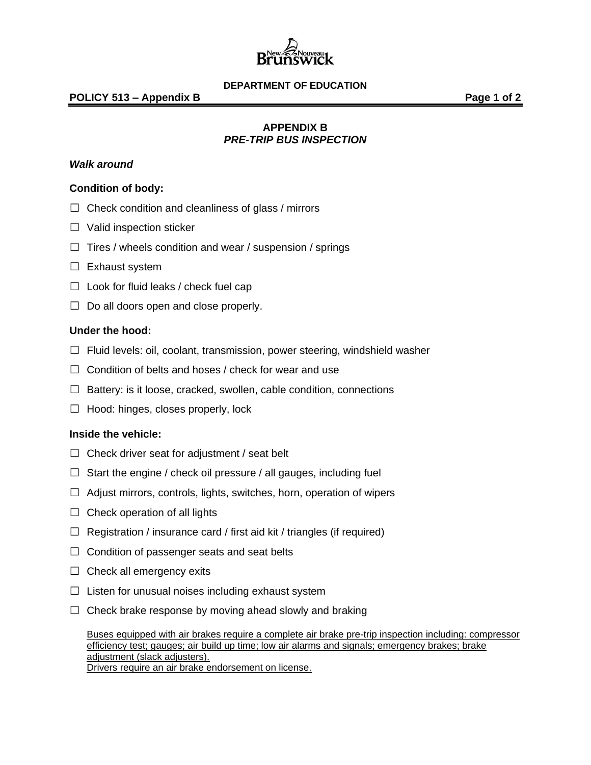**DEPARTMENT OF EDUCATION**

**POLICY 513 – Appendix B**

# APPENDIX B
## *PRE-TRIP BUS INSPECTION*

### *Walk around*

**Condition of body:**

- ☐ Check condition and cleanliness of glass / mirrors
- ☐ Valid inspection sticker
- ☐ Tires / wheels condition and wear / suspension / springs
- ☐ Exhaust system
- ☐ Look for fluid leaks / check fuel cap
- ☐ Do all doors open and close properly.

**Under the hood:**

- ☐ Fluid levels: oil, coolant, transmission, power steering, windshield washer
- ☐ Condition of belts and hoses / check for wear and use
- ☐ Battery: is it loose, cracked, swollen, cable condition, connections
- ☐ Hood: hinges, closes properly, lock

**Inside the vehicle:**

- ☐ Check driver seat for adjustment / seat belt
- ☐ Start the engine / check oil pressure / all gauges, including fuel
- ☐ Adjust mirrors, controls, lights, switches, horn, operation of wipers
- ☐ Check operation of all lights
- ☐ Registration / insurance card / first aid kit / triangles (if required)
- ☐ Condition of passenger seats and seat belts
- ☐ Check all emergency exits
- ☐ Listen for unusual noises including exhaust system
- ☐ Check brake response by moving ahead slowly and braking

  <u>Buses equipped with air brakes require a complete air brake pre-trip inspection including: compressor efficiency test; gauges; air build up time; low air alarms and signals; emergency brakes; brake adjustment (slack adjusters).</u>
  <u>Drivers require an air brake endorsement on license.</u>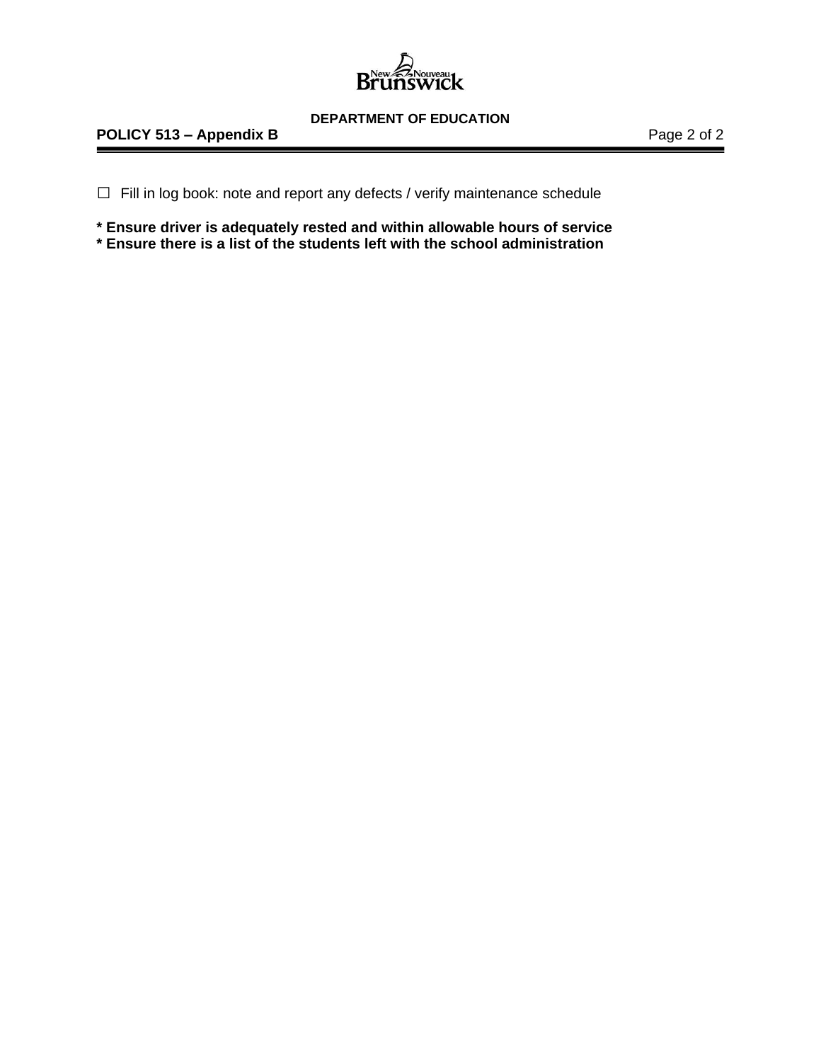☐ Fill in log book: note and report any defects / verify maintenance schedule

**\* Ensure driver is adequately rested and within allowable hours of service**
**\* Ensure there is a list of the students left with the school administration**